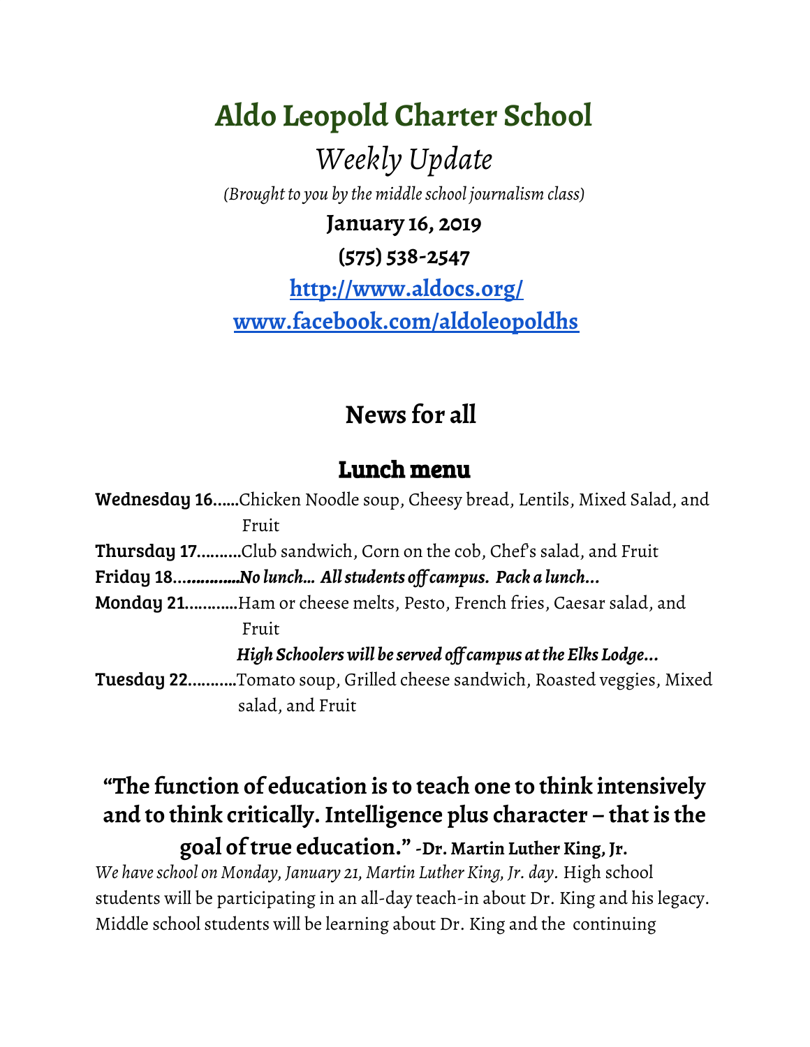# Aldo Leopold Charter School

*Weekly Update*

*(Brought to you by the middle school journalism class)*

**January 16, 2019**

**(575) 538-2547**

**[http://www.aldocs.org/](http://www.aldocs.org/)**

**[www.facebook.com/aldoleopoldhs](http://www.facebook.com/aldoleopoldhs)**

## News for all

### Lunch menu

**Wednesday 16……**Chicken Noodle soup, Cheesy bread, Lentils, Mixed Salad, and Fruit

**Thursday 17……….**Club sandwich, Corn on the cob, Chef's salad, and Fruit

**Friday 18……………*No lunch… All students off campus. Pack a lunch…***

**Monday 21…………**Ham or cheese melts, Pesto, French fries, Caesar salad, and Fruit

***High Schoolers will be served off campus at the Elks Lodge…***

**Tuesday 22………..**Tomato soup, Grilled cheese sandwich, Roasted veggies, Mixed salad, and Fruit

### "The function of education is to teach one to think intensively and to think critically. Intelligence plus character – that is the goal of true education." -Dr. Martin Luther King, Jr.

*We have school on Monday, January 21, Martin Luther King, Jr. day.* High school students will be participating in an all-day teach-in about Dr. King and his legacy. Middle school students will be learning about Dr. King and the continuing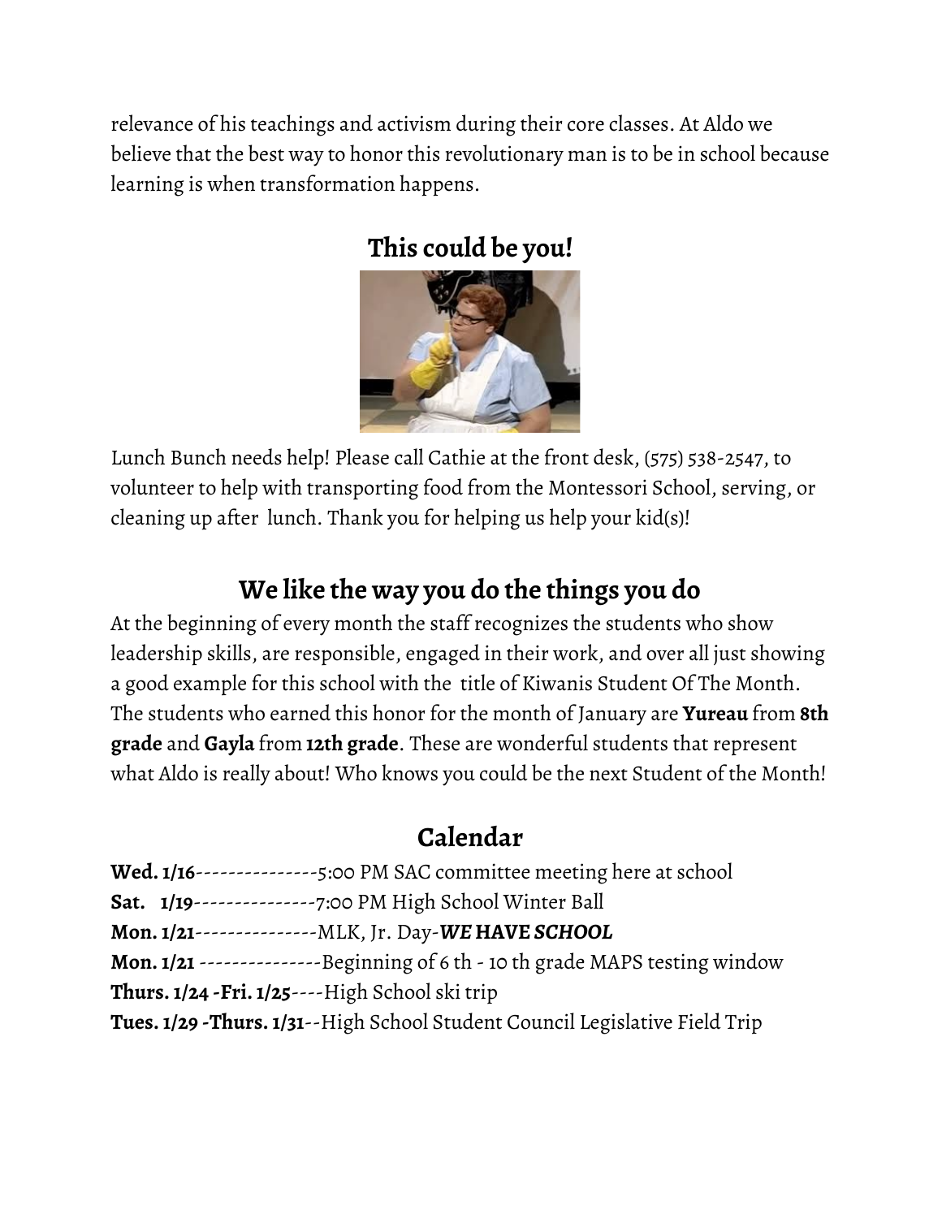relevance of his teachings and activism during their core classes. At Aldo we believe that the best way to honor this revolutionary man is to be in school because learning is when transformation happens.

## This could be you!

Lunch Bunch needs help! Please call Cathie at the front desk, (575) 538-2547, to volunteer to help with transporting food from the Montessori School, serving, or cleaning up after lunch. Thank you for helping us help your kid(s)!

## We like the way you do the things you do

At the beginning of every month the staff recognizes the students who show leadership skills, are responsible, engaged in their work, and over all just showing a good example for this school with the title of Kiwanis Student Of The Month. The students who earned this honor for the month of January are **Yureau** from **8th grade** and **Gayla** from **12th grade**. These are wonderful students that represent what Aldo is really about! Who knows you could be the next Student of the Month!

## Calendar

**Wed. 1/16**---------------5:00 PM SAC committee meeting here at school
**Sat. 1/19**---------------7:00 PM High School Winter Ball
**Mon. 1/21**---------------MLK, Jr. Day-***WE HAVE SCHOOL***
**Mon. 1/21** ---------------Beginning of 6 th - 10 th grade MAPS testing window
**Thurs. 1/24 -Fri. 1/25**----High School ski trip
**Tues. 1/29 -Thurs. 1/31**--High School Student Council Legislative Field Trip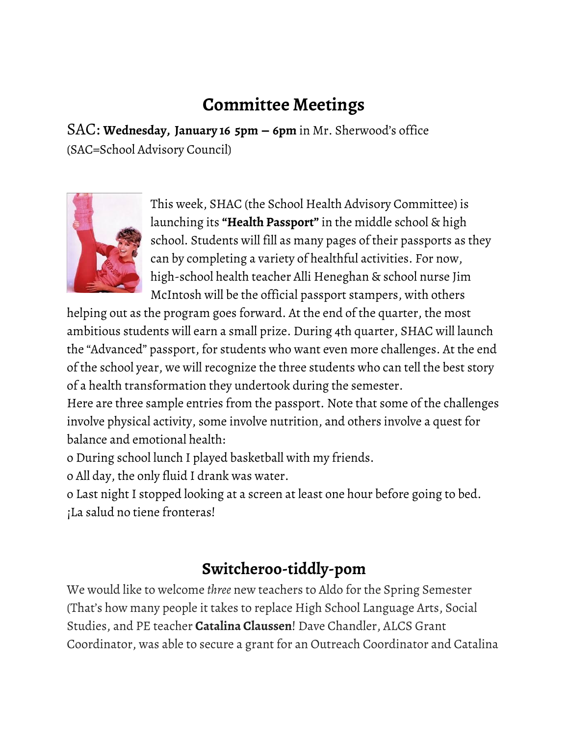## Committee Meetings

SAC: **Wednesday, January 16 5pm – 6pm** in Mr. Sherwood's office
(SAC=School Advisory Council)

This week, SHAC (the School Health Advisory Committee) is launching its **"Health Passport"** in the middle school & high school. Students will fill as many pages of their passports as they can by completing a variety of healthful activities. For now, high-school health teacher Alli Heneghan & school nurse Jim McIntosh will be the official passport stampers, with others helping out as the program goes forward. At the end of the quarter, the most ambitious students will earn a small prize. During 4th quarter, SHAC will launch the "Advanced" passport, for students who want even more challenges. At the end of the school year, we will recognize the three students who can tell the best story of a health transformation they undertook during the semester.

Here are three sample entries from the passport. Note that some of the challenges involve physical activity, some involve nutrition, and others involve a quest for balance and emotional health:

- During school lunch I played basketball with my friends.
- All day, the only fluid I drank was water.
- Last night I stopped looking at a screen at least one hour before going to bed.

¡La salud no tiene fronteras!

## Switcheroo-tiddly-pom

We would like to welcome *three* new teachers to Aldo for the Spring Semester (That's how many people it takes to replace High School Language Arts, Social Studies, and PE teacher **Catalina Claussen**! Dave Chandler, ALCS Grant Coordinator, was able to secure a grant for an Outreach Coordinator and Catalina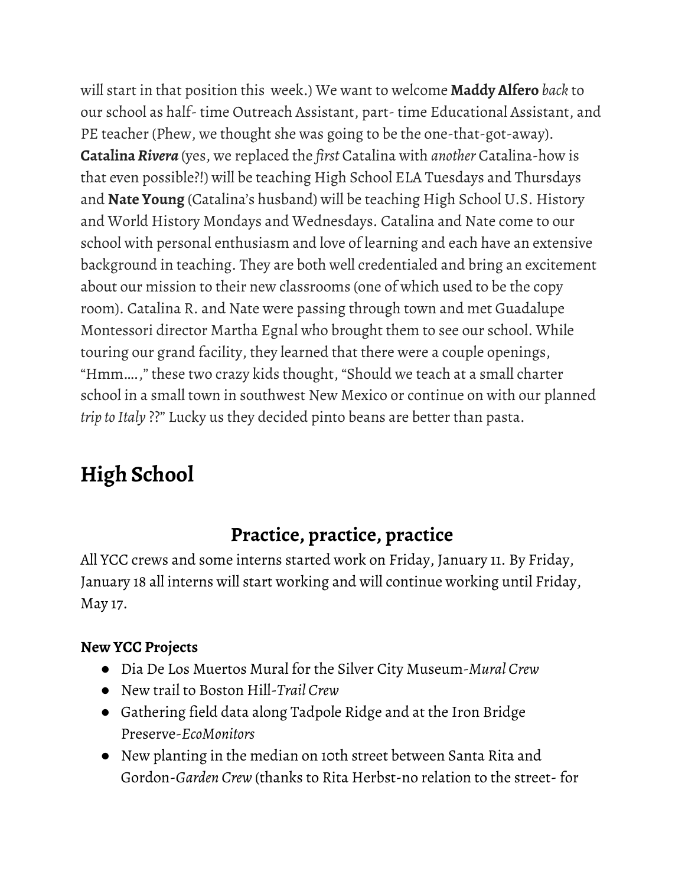will start in that position this week.) We want to welcome **Maddy Alfero** *back* to our school as half- time Outreach Assistant, part- time Educational Assistant, and PE teacher (Phew, we thought she was going to be the one-that-got-away). **Catalina *Rivera*** (yes, we replaced the *first* Catalina with *another* Catalina-how is that even possible?!) will be teaching High School ELA Tuesdays and Thursdays and **Nate Young** (Catalina's husband) will be teaching High School U.S. History and World History Mondays and Wednesdays. Catalina and Nate come to our school with personal enthusiasm and love of learning and each have an extensive background in teaching. They are both well credentialed and bring an excitement about our mission to their new classrooms (one of which used to be the copy room). Catalina R. and Nate were passing through town and met Guadalupe Montessori director Martha Egnal who brought them to see our school. While touring our grand facility, they learned that there were a couple openings, "Hmm….," these two crazy kids thought, "Should we teach at a small charter school in a small town in southwest New Mexico or continue on with our planned *trip to Italy* ??" Lucky us they decided pinto beans are better than pasta.

# High School

## Practice, practice, practice

All YCC crews and some interns started work on Friday, January 11. By Friday, January 18 all interns will start working and will continue working until Friday, May 17.

**New YCC Projects**

- Dia De Los Muertos Mural for the Silver City Museum-*Mural Crew*
- New trail to Boston Hill-*Trail Crew*
- Gathering field data along Tadpole Ridge and at the Iron Bridge Preserve-*EcoMonitors*
- New planting in the median on 10th street between Santa Rita and Gordon-*Garden Crew* (thanks to Rita Herbst-no relation to the street- for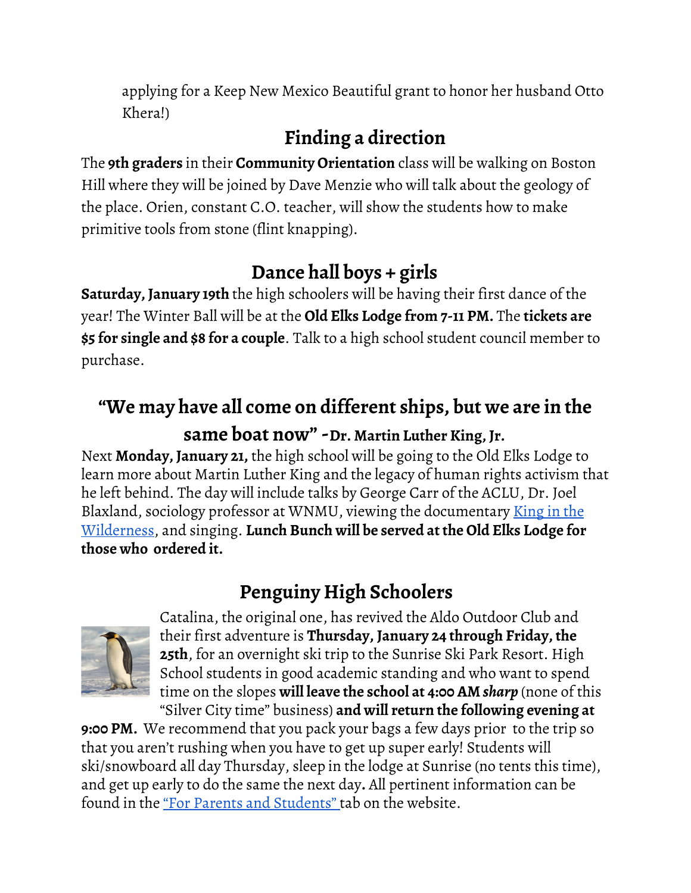applying for a Keep New Mexico Beautiful grant to honor her husband Otto Khera!)

## Finding a direction

The **9th graders** in their **Community Orientation** class will be walking on Boston Hill where they will be joined by Dave Menzie who will talk about the geology of the place. Orien, constant C.O. teacher, will show the students how to make primitive tools from stone (flint knapping).

## Dance hall boys + girls

**Saturday, January 19th** the high schoolers will be having their first dance of the year! The Winter Ball will be at the **Old Elks Lodge from 7-11 PM.** The **tickets are $5 for single and $8 for a couple**. Talk to a high school student council member to purchase.

## "We may have all come on different ships, but we are in the same boat now" -Dr. Martin Luther King, Jr.

Next **Monday, January 21,** the high school will be going to the Old Elks Lodge to learn more about Martin Luther King and the legacy of human rights activism that he left behind. The day will include talks by George Carr of the ACLU, Dr. Joel Blaxland, sociology professor at WNMU, viewing the documentary King in the Wilderness, and singing. **Lunch Bunch will be served at the Old Elks Lodge for those who ordered it.**

## Penguiny High Schoolers

Catalina, the original one, has revived the Aldo Outdoor Club and their first adventure is **Thursday, January 24 through Friday, the 25th**, for an overnight ski trip to the Sunrise Ski Park Resort. High School students in good academic standing and who want to spend time on the slopes **will leave the school at 4:00 AM *sharp*** (none of this "Silver City time" business) **and will return the following evening at 9:00 PM.** We recommend that you pack your bags a few days prior to the trip so that you aren't rushing when you have to get up super early! Students will ski/snowboard all day Thursday, sleep in the lodge at Sunrise (no tents this time), and get up early to do the same the next day**.** All pertinent information can be found in the "For Parents and Students" tab on the website.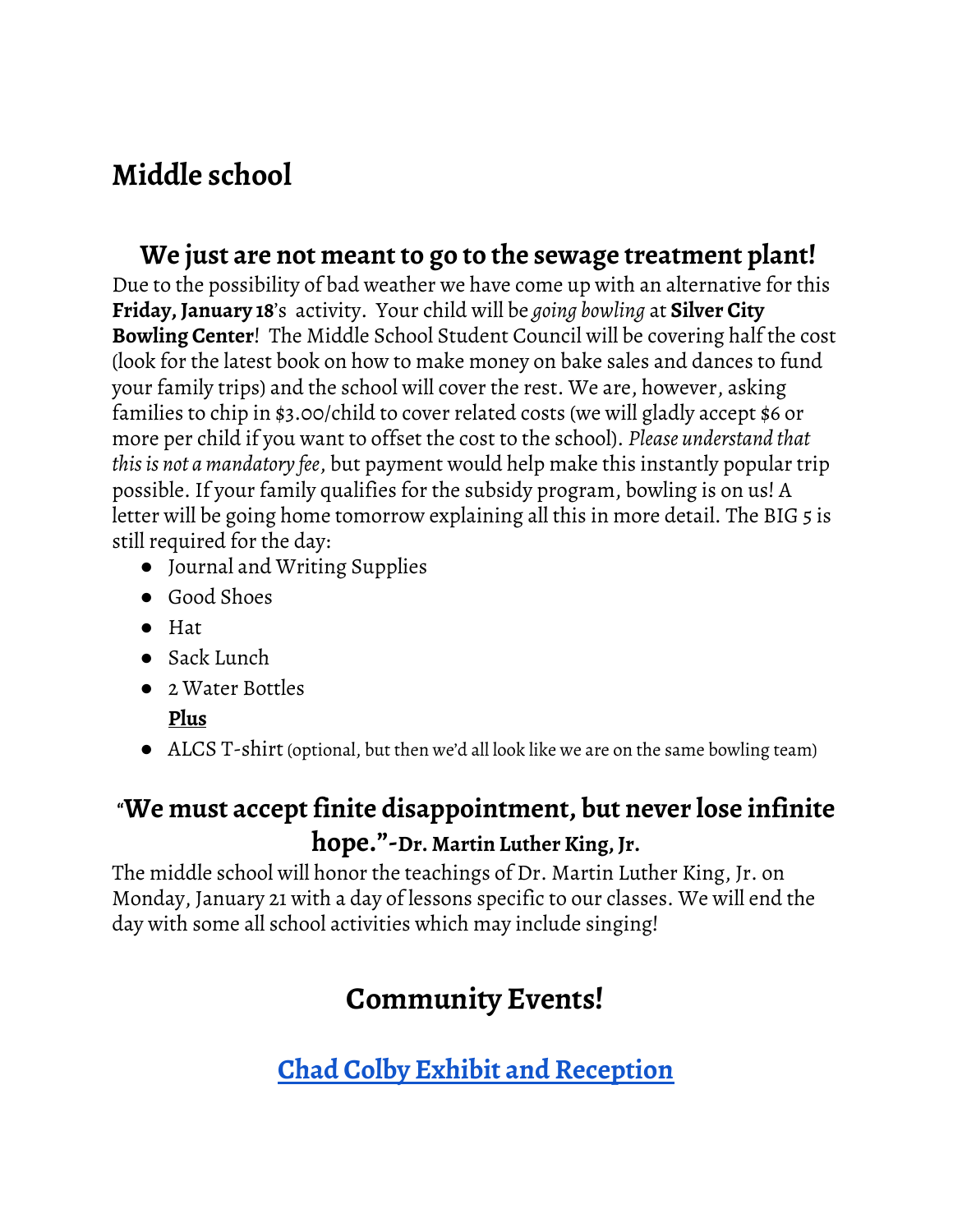# Middle school

## We just are not meant to go to the sewage treatment plant!

Due to the possibility of bad weather we have come up with an alternative for this **Friday, January 18**'s activity. Your child will be *going bowling* at **Silver City Bowling Center**! The Middle School Student Council will be covering half the cost (look for the latest book on how to make money on bake sales and dances to fund your family trips) and the school will cover the rest. We are, however, asking families to chip in $3.00/child to cover related costs (we will gladly accept $6 or more per child if you want to offset the cost to the school). *Please understand that this is not a mandatory fee*, but payment would help make this instantly popular trip possible. If your family qualifies for the subsidy program, bowling is on us! A letter will be going home tomorrow explaining all this in more detail. The BIG 5 is still required for the day:

- Journal and Writing Supplies
- Good Shoes
- Hat
- Sack Lunch
- 2 Water Bottles

  **Plus**
- ALCS T-shirt (optional, but then we'd all look like we are on the same bowling team)

## "We must accept finite disappointment, but never lose infinite hope."-Dr. Martin Luther King, Jr.

The middle school will honor the teachings of Dr. Martin Luther King, Jr. on Monday, January 21 with a day of lessons specific to our classes. We will end the day with some all school activities which may include singing!

# Community Events!

## Chad Colby Exhibit and Reception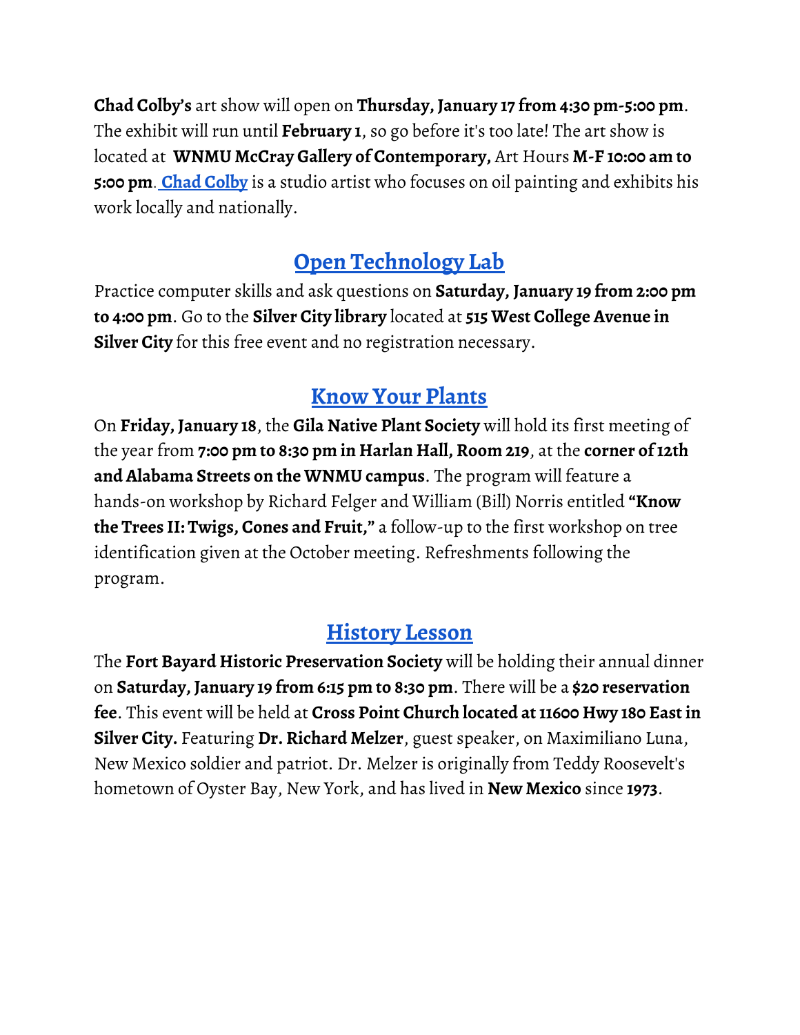**Chad Colby's** art show will open on **Thursday, January 17 from 4:30 pm-5:00 pm**. The exhibit will run until **February 1**, so go before it's too late! The art show is located at **WNMU McCray Gallery of Contemporary,** Art Hours **M-F 10:00 am to 5:00 pm**. Chad Colby is a studio artist who focuses on oil painting and exhibits his work locally and nationally.

## Open Technology Lab

Practice computer skills and ask questions on **Saturday, January 19 from 2:00 pm to 4:00 pm**. Go to the **Silver City library** located at **515 West College Avenue in Silver City** for this free event and no registration necessary.

## Know Your Plants

On **Friday, January 18**, the **Gila Native Plant Society** will hold its first meeting of the year from **7:00 pm to 8:30 pm in Harlan Hall, Room 219**, at the **corner of 12th and Alabama Streets on the WNMU campus**. The program will feature a hands-on workshop by Richard Felger and William (Bill) Norris entitled **"Know the Trees II: Twigs, Cones and Fruit,"** a follow-up to the first workshop on tree identification given at the October meeting. Refreshments following the program.

## History Lesson

The **Fort Bayard Historic Preservation Society** will be holding their annual dinner on **Saturday, January 19 from 6:15 pm to 8:30 pm**. There will be a **$20 reservation fee**. This event will be held at **Cross Point Church located at 11600 Hwy 180 East in Silver City.** Featuring **Dr. Richard Melzer**, guest speaker, on Maximiliano Luna, New Mexico soldier and patriot. Dr. Melzer is originally from Teddy Roosevelt's hometown of Oyster Bay, New York, and has lived in **New Mexico** since **1973**.